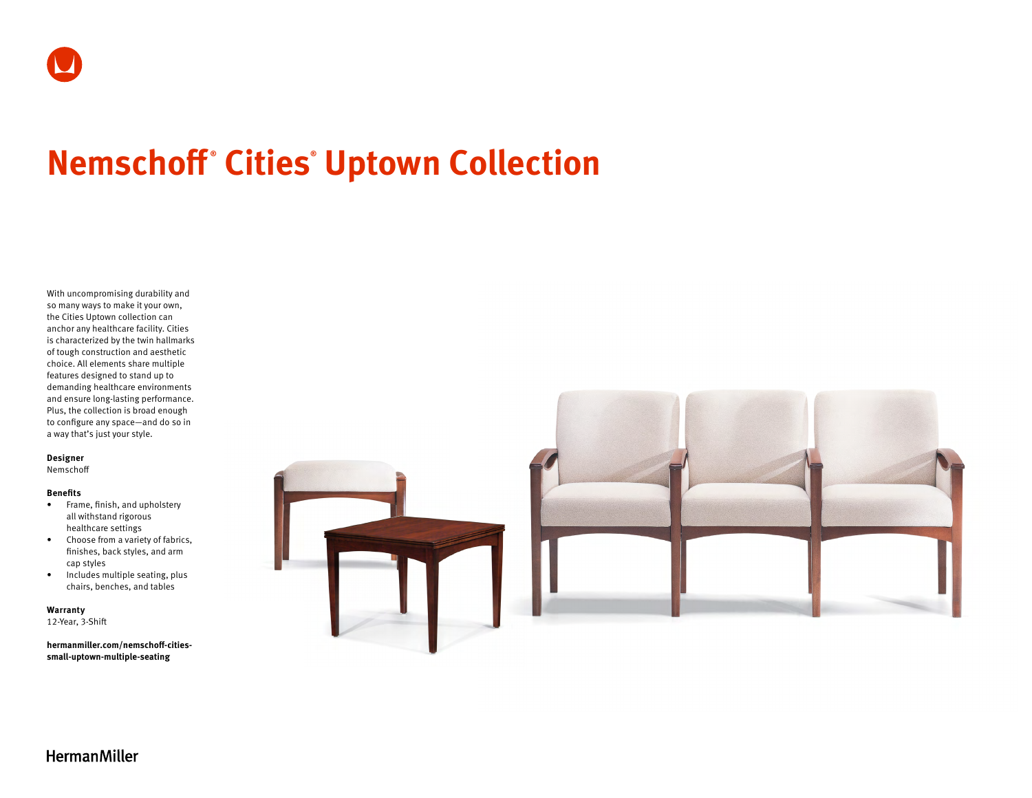# Nemschoff® Cities® Uptown Collection

With uncompromising durability and so many ways to make it your own, the Cities Uptown collection can anchor any healthcare facility. Cities is characterized by the twin hallmarks of tough construction and aesthetic choice. All elements share multiple features designed to stand up to demanding healthcare environments and ensure long-lasting performance. Plus, the collection is broad enough to configure any space—and do so in a way that's just your style.

**Designer**
Nemschoff

**Benefits**

- Frame, finish, and upholstery all withstand rigorous healthcare settings
- Choose from a variety of fabrics, finishes, back styles, and arm cap styles
- Includes multiple seating, plus chairs, benches, and tables

**Warranty**
12-Year, 3-Shift

**hermanmiller.com/nemschoff-cities-small-uptown-multiple-seating**

HermanMiller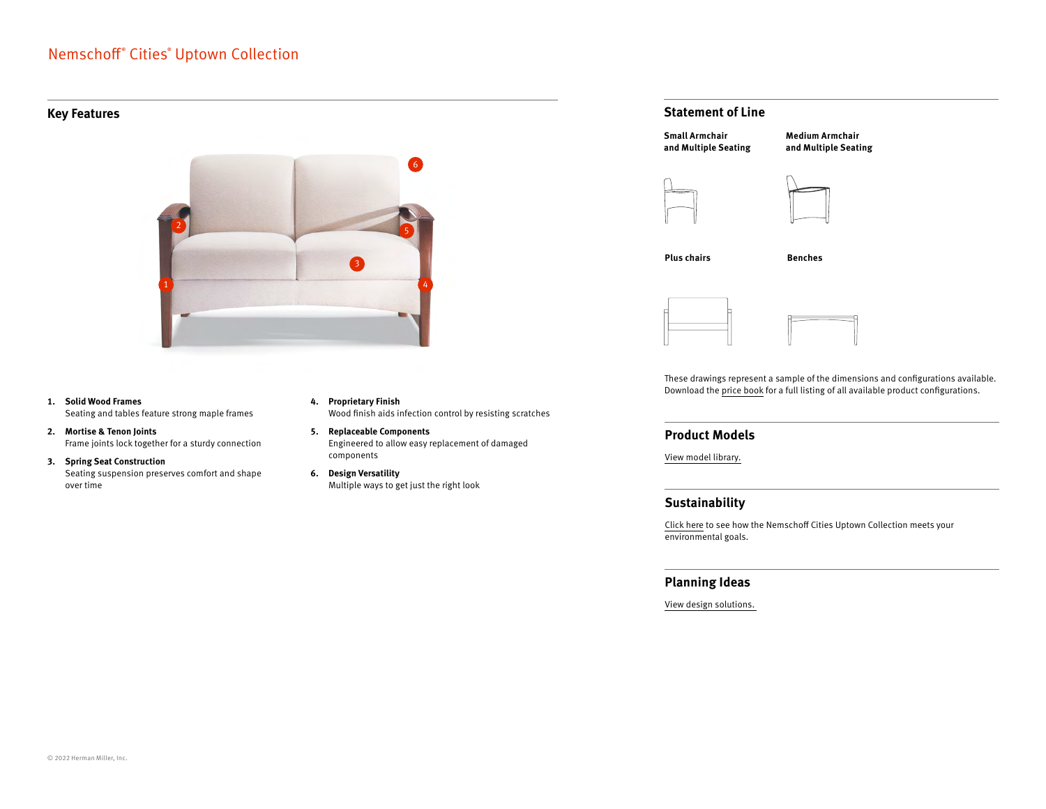# Nemschoff® Cities® Uptown Collection

## Key Features

6

2

5

3

1

4

1. **Solid Wood Frames**
   Seating and tables feature strong maple frames
2. **Mortise & Tenon Joints**
   Frame joints lock together for a sturdy connection
3. **Spring Seat Construction**
   Seating suspension preserves comfort and shape over time
4. **Proprietary Finish**
   Wood finish aids infection control by resisting scratches
5. **Replaceable Components**
   Engineered to allow easy replacement of damaged components
6. **Design Versatility**
   Multiple ways to get just the right look

## Statement of Line

**Small Armchair and Multiple Seating**

**Medium Armchair and Multiple Seating**

**Plus chairs**

**Benches**

These drawings represent a sample of the dimensions and configurations available. Download the price book for a full listing of all available product configurations.

## Product Models

View model library.

## Sustainability

Click here to see how the Nemschoff Cities Uptown Collection meets your environmental goals.

## Planning Ideas

View design solutions.

© 2022 Herman Miller, Inc.